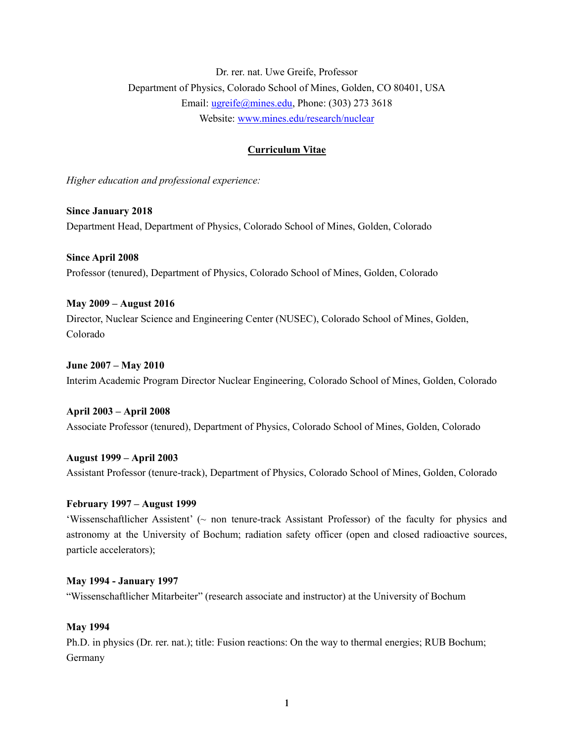Dr. rer. nat. Uwe Greife, Professor
Department of Physics, Colorado School of Mines, Golden, CO 80401, USA
Email: [ugreife@mines.edu](mailto:ugreife@mines.edu), Phone: (303) 273 3618
Website: [www.mines.edu/research/nuclear](http://www.mines.edu/research/nuclear)

# Curriculum Vitae

*Higher education and professional experience:*

**Since January 2018**
Department Head, Department of Physics, Colorado School of Mines, Golden, Colorado

**Since April 2008**
Professor (tenured), Department of Physics, Colorado School of Mines, Golden, Colorado

**May 2009 – August 2016**
Director, Nuclear Science and Engineering Center (NUSEC), Colorado School of Mines, Golden, Colorado

**June 2007 – May 2010**
Interim Academic Program Director Nuclear Engineering, Colorado School of Mines, Golden, Colorado

**April 2003 – April 2008**
Associate Professor (tenured), Department of Physics, Colorado School of Mines, Golden, Colorado

**August 1999 – April 2003**
Assistant Professor (tenure-track), Department of Physics, Colorado School of Mines, Golden, Colorado

**February 1997 – August 1999**
'Wissenschaftlicher Assistent' (~ non tenure-track Assistant Professor) of the faculty for physics and astronomy at the University of Bochum; radiation safety officer (open and closed radioactive sources, particle accelerators);

**May 1994 - January 1997**
"Wissenschaftlicher Mitarbeiter" (research associate and instructor) at the University of Bochum

**May 1994**
Ph.D. in physics (Dr. rer. nat.); title: Fusion reactions: On the way to thermal energies; RUB Bochum; Germany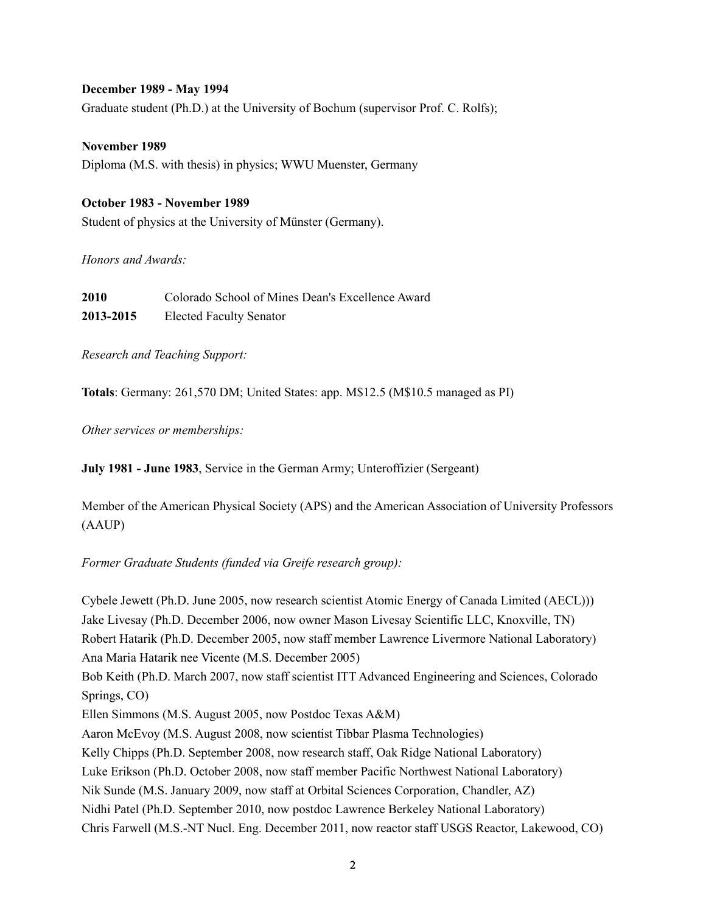**December 1989 - May 1994**

Graduate student (Ph.D.) at the University of Bochum (supervisor Prof. C. Rolfs);

**November 1989**

Diploma (M.S. with thesis) in physics; WWU Muenster, Germany

**October 1983 - November 1989**

Student of physics at the University of Münster (Germany).

*Honors and Awards:*

| | |
|---|---|
| **2010** | Colorado School of Mines Dean's Excellence Award |
| **2013-2015** | Elected Faculty Senator |

*Research and Teaching Support:*

**Totals**: Germany: 261,570 DM; United States: app. M$12.5 (M$10.5 managed as PI)

*Other services or memberships:*

**July 1981 - June 1983**, Service in the German Army; Unteroffizier (Sergeant)

Member of the American Physical Society (APS) and the American Association of University Professors (AAUP)

*Former Graduate Students (funded via Greife research group):*

Cybele Jewett (Ph.D. June 2005, now research scientist Atomic Energy of Canada Limited (AECL)))
Jake Livesay (Ph.D. December 2006, now owner Mason Livesay Scientific LLC, Knoxville, TN)
Robert Hatarik (Ph.D. December 2005, now staff member Lawrence Livermore National Laboratory)
Ana Maria Hatarik nee Vicente (M.S. December 2005)
Bob Keith (Ph.D. March 2007, now staff scientist ITT Advanced Engineering and Sciences, Colorado Springs, CO)
Ellen Simmons (M.S. August 2005, now Postdoc Texas A&M)
Aaron McEvoy (M.S. August 2008, now scientist Tibbar Plasma Technologies)
Kelly Chipps (Ph.D. September 2008, now research staff, Oak Ridge National Laboratory)
Luke Erikson (Ph.D. October 2008, now staff member Pacific Northwest National Laboratory)
Nik Sunde (M.S. January 2009, now staff at Orbital Sciences Corporation, Chandler, AZ)
Nidhi Patel (Ph.D. September 2010, now postdoc Lawrence Berkeley National Laboratory)
Chris Farwell (M.S.-NT Nucl. Eng. December 2011, now reactor staff USGS Reactor, Lakewood, CO)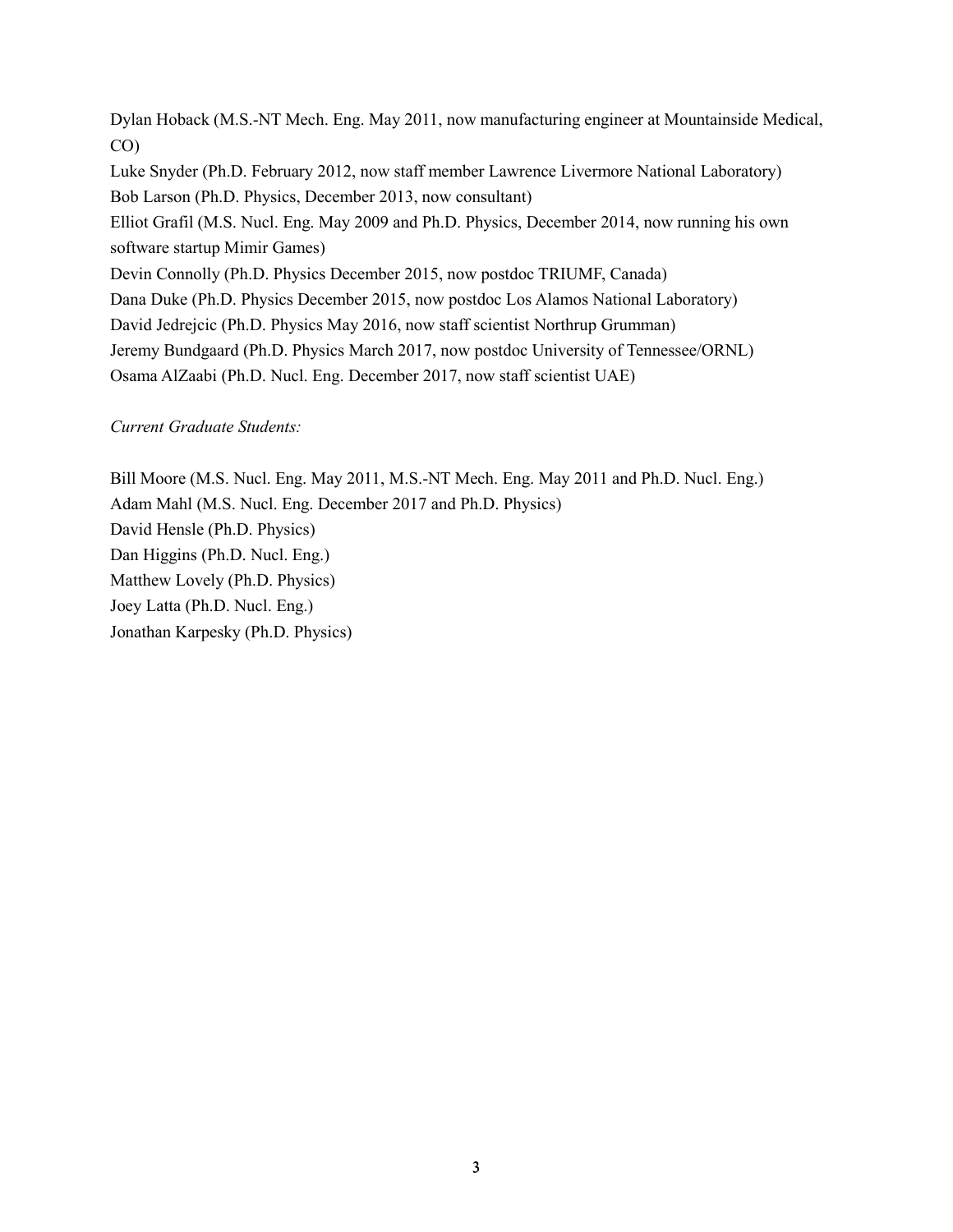Dylan Hoback (M.S.-NT Mech. Eng. May 2011, now manufacturing engineer at Mountainside Medical, CO)
Luke Snyder (Ph.D. February 2012, now staff member Lawrence Livermore National Laboratory)
Bob Larson (Ph.D. Physics, December 2013, now consultant)
Elliot Grafil (M.S. Nucl. Eng. May 2009 and Ph.D. Physics, December 2014, now running his own software startup Mimir Games)
Devin Connolly (Ph.D. Physics December 2015, now postdoc TRIUMF, Canada)
Dana Duke (Ph.D. Physics December 2015, now postdoc Los Alamos National Laboratory)
David Jedrejcic (Ph.D. Physics May 2016, now staff scientist Northrup Grumman)
Jeremy Bundgaard (Ph.D. Physics March 2017, now postdoc University of Tennessee/ORNL)
Osama AlZaabi (Ph.D. Nucl. Eng. December 2017, now staff scientist UAE)

*Current Graduate Students:*

Bill Moore (M.S. Nucl. Eng. May 2011, M.S.-NT Mech. Eng. May 2011 and Ph.D. Nucl. Eng.)
Adam Mahl (M.S. Nucl. Eng. December 2017 and Ph.D. Physics)
David Hensle (Ph.D. Physics)
Dan Higgins (Ph.D. Nucl. Eng.)
Matthew Lovely (Ph.D. Physics)
Joey Latta (Ph.D. Nucl. Eng.)
Jonathan Karpesky (Ph.D. Physics)